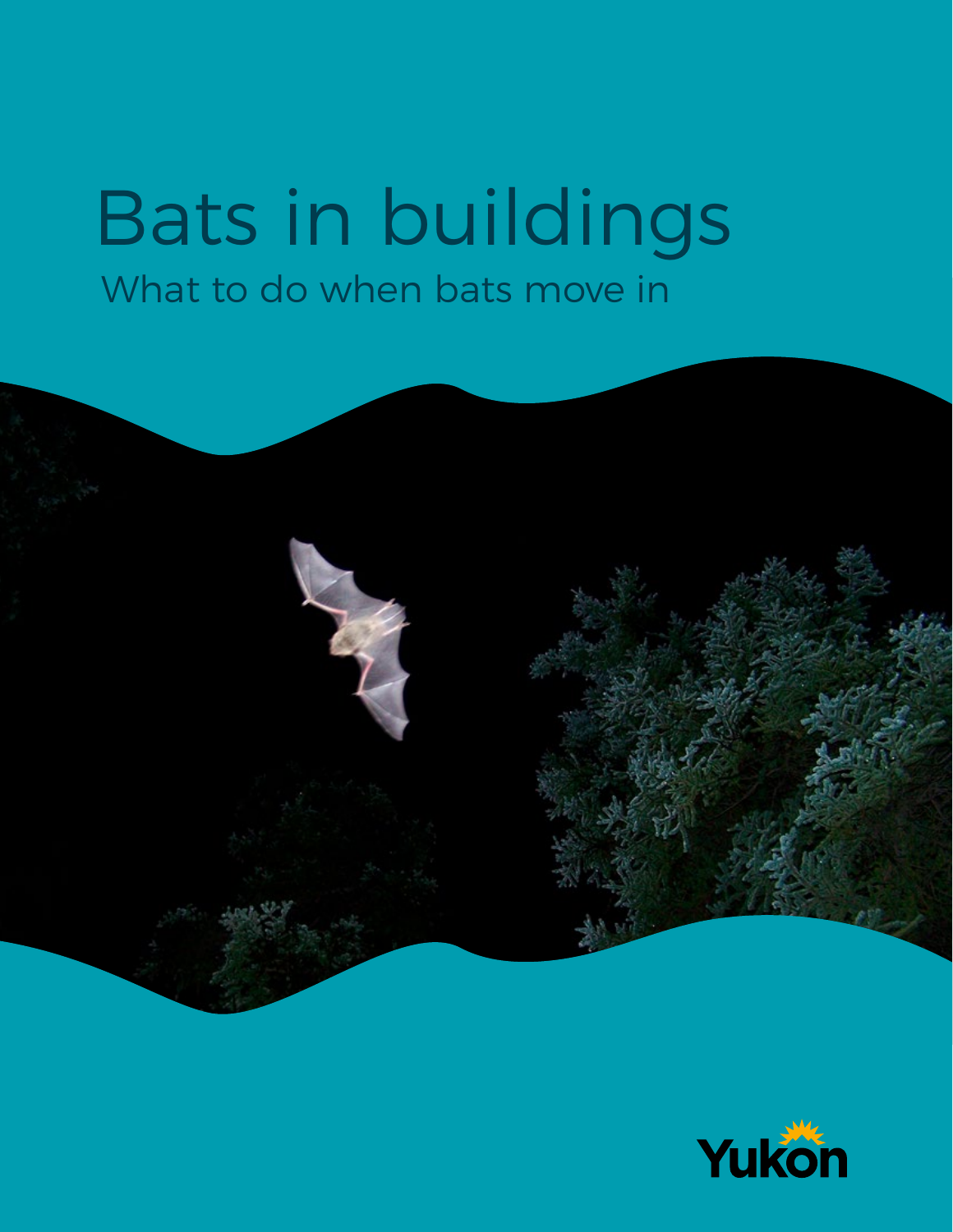# Bats in buildings

What to do when bats move in

Yukon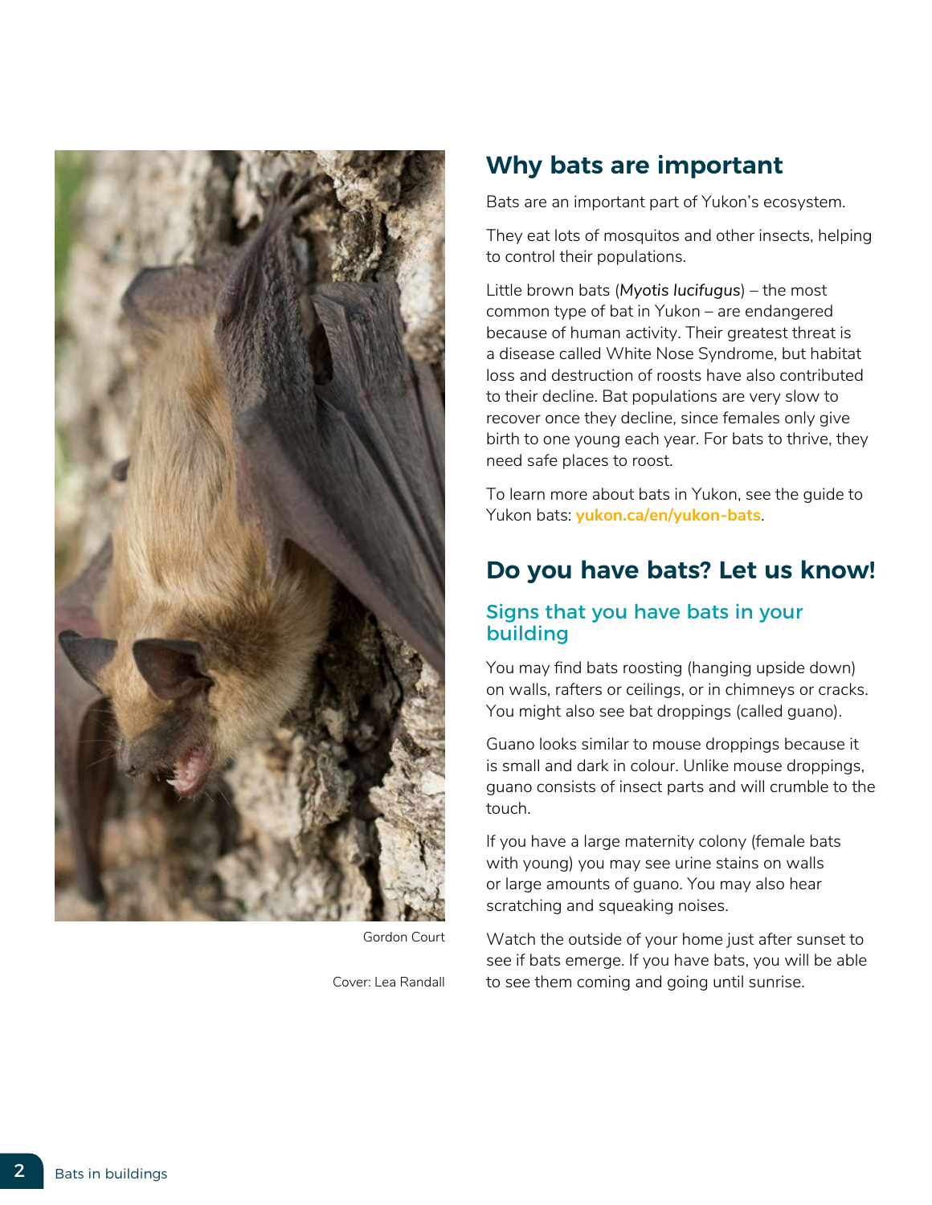## Why bats are important

Bats are an important part of Yukon's ecosystem.

They eat lots of mosquitos and other insects, helping to control their populations.

Little brown bats (*Myotis lucifugus*) – the most common type of bat in Yukon – are endangered because of human activity. Their greatest threat is a disease called White Nose Syndrome, but habitat loss and destruction of roosts have also contributed to their decline. Bat populations are very slow to recover once they decline, since females only give birth to one young each year. For bats to thrive, they need safe places to roost.

To learn more about bats in Yukon, see the guide to Yukon bats: **yukon.ca/en/yukon-bats**.

## Do you have bats? Let us know!

### Signs that you have bats in your building

You may find bats roosting (hanging upside down) on walls, rafters or ceilings, or in chimneys or cracks. You might also see bat droppings (called guano).

Guano looks similar to mouse droppings because it is small and dark in colour. Unlike mouse droppings, guano consists of insect parts and will crumble to the touch.

If you have a large maternity colony (female bats with young) you may see urine stains on walls or large amounts of guano. You may also hear scratching and squeaking noises.

Watch the outside of your home just after sunset to see if bats emerge. If you have bats, you will be able to see them coming and going until sunrise.

Gordon Court

Cover: Lea Randall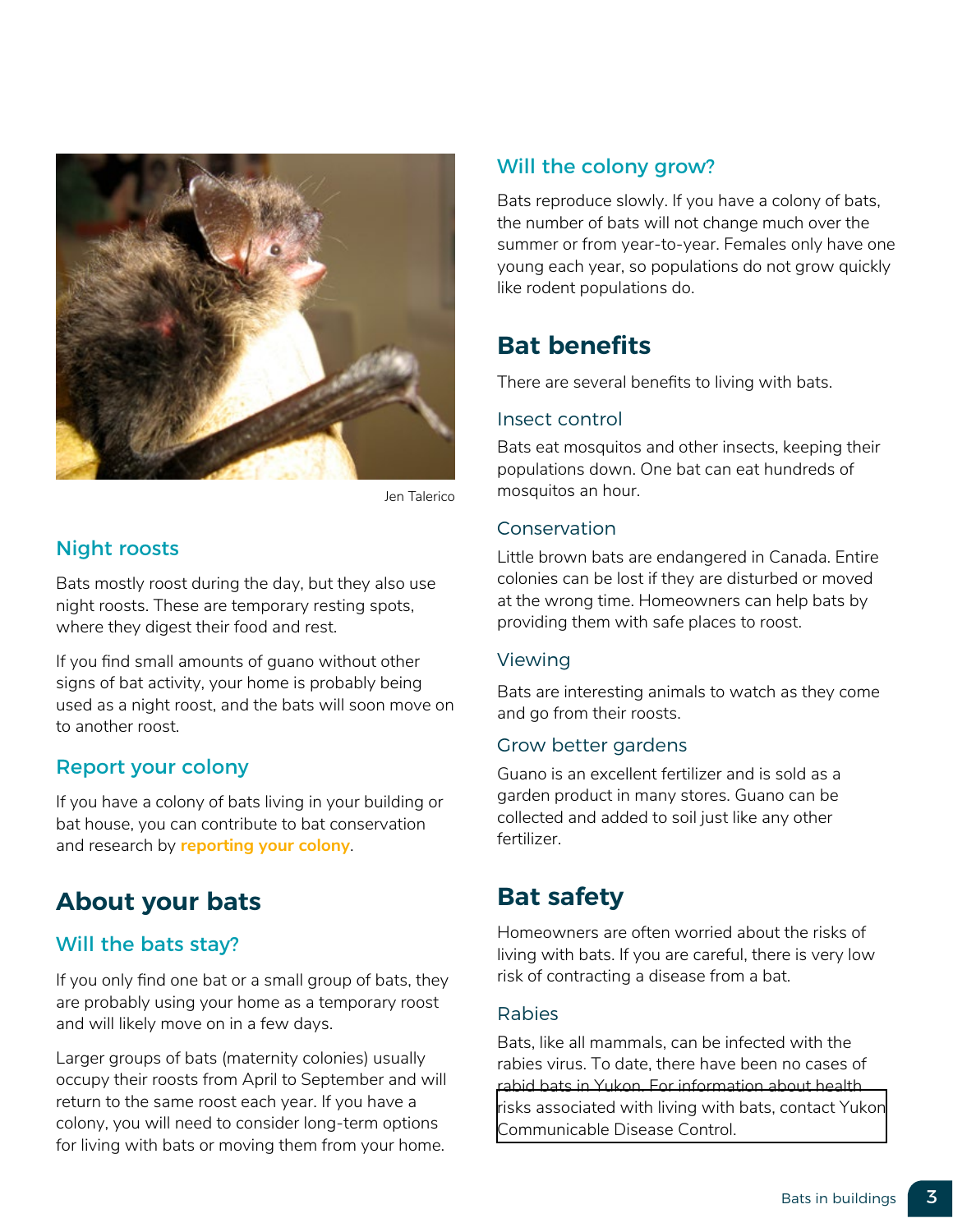Jen Talerico

### Night roosts

Bats mostly roost during the day, but they also use night roosts. These are temporary resting spots, where they digest their food and rest.

If you find small amounts of guano without other signs of bat activity, your home is probably being used as a night roost, and the bats will soon move on to another roost.

### Report your colony

If you have a colony of bats living in your building or bat house, you can contribute to bat conservation and research by **reporting your colony**.

## About your bats

### Will the bats stay?

If you only find one bat or a small group of bats, they are probably using your home as a temporary roost and will likely move on in a few days.

Larger groups of bats (maternity colonies) usually occupy their roosts from April to September and will return to the same roost each year. If you have a colony, you will need to consider long-term options for living with bats or moving them from your home.

### Will the colony grow?

Bats reproduce slowly. If you have a colony of bats, the number of bats will not change much over the summer or from year-to-year. Females only have one young each year, so populations do not grow quickly like rodent populations do.

## Bat benefits

There are several benefits to living with bats.

### Insect control

Bats eat mosquitos and other insects, keeping their populations down. One bat can eat hundreds of mosquitos an hour.

### Conservation

Little brown bats are endangered in Canada. Entire colonies can be lost if they are disturbed or moved at the wrong time. Homeowners can help bats by providing them with safe places to roost.

### Viewing

Bats are interesting animals to watch as they come and go from their roosts.

### Grow better gardens

Guano is an excellent fertilizer and is sold as a garden product in many stores. Guano can be collected and added to soil just like any other fertilizer.

## Bat safety

Homeowners are often worried about the risks of living with bats. If you are careful, there is very low risk of contracting a disease from a bat.

### Rabies

Bats, like all mammals, can be infected with the rabies virus. To date, there have been no cases of rabid bats in Yukon. For information about health risks associated with living with bats, contact Yukon Communicable Disease Control.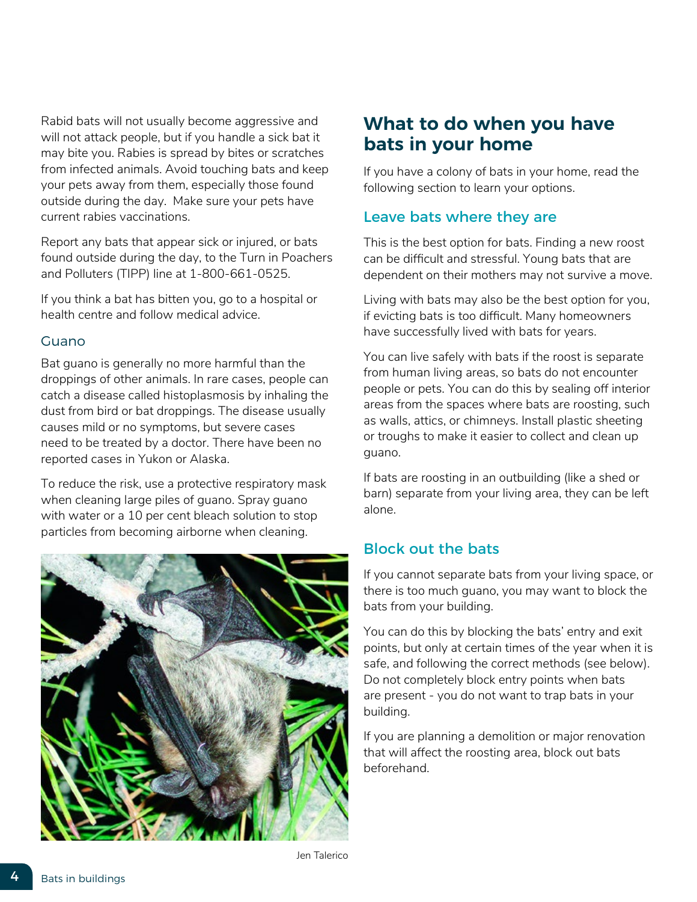Rabid bats will not usually become aggressive and will not attack people, but if you handle a sick bat it may bite you. Rabies is spread by bites or scratches from infected animals. Avoid touching bats and keep your pets away from them, especially those found outside during the day. Make sure your pets have current rabies vaccinations.

Report any bats that appear sick or injured, or bats found outside during the day, to the Turn in Poachers and Polluters (TIPP) line at 1-800-661-0525.

If you think a bat has bitten you, go to a hospital or health centre and follow medical advice.

### Guano

Bat guano is generally no more harmful than the droppings of other animals. In rare cases, people can catch a disease called histoplasmosis by inhaling the dust from bird or bat droppings. The disease usually causes mild or no symptoms, but severe cases need to be treated by a doctor. There have been no reported cases in Yukon or Alaska.

To reduce the risk, use a protective respiratory mask when cleaning large piles of guano. Spray guano with water or a 10 per cent bleach solution to stop particles from becoming airborne when cleaning.

Jen Talerico

## What to do when you have bats in your home

If you have a colony of bats in your home, read the following section to learn your options.

### Leave bats where they are

This is the best option for bats. Finding a new roost can be difficult and stressful. Young bats that are dependent on their mothers may not survive a move.

Living with bats may also be the best option for you, if evicting bats is too difficult. Many homeowners have successfully lived with bats for years.

You can live safely with bats if the roost is separate from human living areas, so bats do not encounter people or pets. You can do this by sealing off interior areas from the spaces where bats are roosting, such as walls, attics, or chimneys. Install plastic sheeting or troughs to make it easier to collect and clean up guano.

If bats are roosting in an outbuilding (like a shed or barn) separate from your living area, they can be left alone.

### Block out the bats

If you cannot separate bats from your living space, or there is too much guano, you may want to block the bats from your building.

You can do this by blocking the bats' entry and exit points, but only at certain times of the year when it is safe, and following the correct methods (see below). Do not completely block entry points when bats are present - you do not want to trap bats in your building.

If you are planning a demolition or major renovation that will affect the roosting area, block out bats beforehand.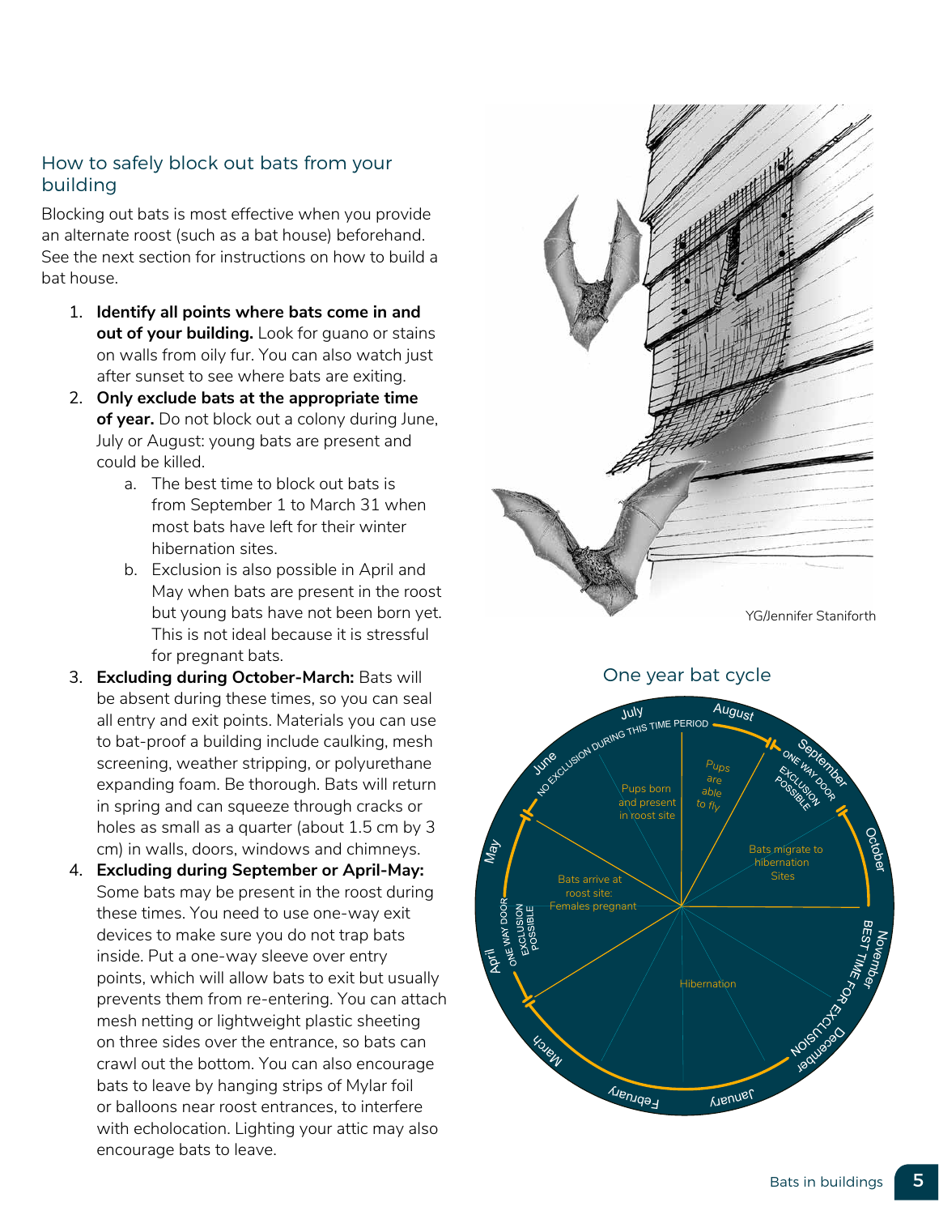## How to safely block out bats from your building

Blocking out bats is most effective when you provide an alternate roost (such as a bat house) beforehand. See the next section for instructions on how to build a bat house.

1. **Identify all points where bats come in and out of your building.** Look for guano or stains on walls from oily fur. You can also watch just after sunset to see where bats are exiting.
2. **Only exclude bats at the appropriate time of year.** Do not block out a colony during June, July or August: young bats are present and could be killed.
    a. The best time to block out bats is from September 1 to March 31 when most bats have left for their winter hibernation sites.
    b. Exclusion is also possible in April and May when bats are present in the roost but young bats have not been born yet. This is not ideal because it is stressful for pregnant bats.
3. **Excluding during October-March:** Bats will be absent during these times, so you can seal all entry and exit points. Materials you can use to bat-proof a building include caulking, mesh screening, weather stripping, or polyurethane expanding foam. Be thorough. Bats will return in spring and can squeeze through cracks or holes as small as a quarter (about 1.5 cm by 3 cm) in walls, doors, windows and chimneys.
4. **Excluding during September or April-May:** Some bats may be present in the roost during these times. You need to use one-way exit devices to make sure you do not trap bats inside. Put a one-way sleeve over entry points, which will allow bats to exit but usually prevents them from re-entering. You can attach mesh netting or lightweight plastic sheeting on three sides over the entrance, so bats can crawl out the bottom. You can also encourage bats to leave by hanging strips of Mylar foil or balloons near roost entrances, to interfere with echolocation. Lighting your attic may also encourage bats to leave.

YG/Jennifer Staniforth

### One year bat cycle

- June–August: No exclusion during this time period. Pups born and present in roost site; pups are able to fly.
- September: One way door exclusion possible. Bats migrate to hibernation sites.
- October–March: Best time for exclusion. Hibernation.
- April–May: One way door exclusion possible. Bats arrive at roost site; females pregnant.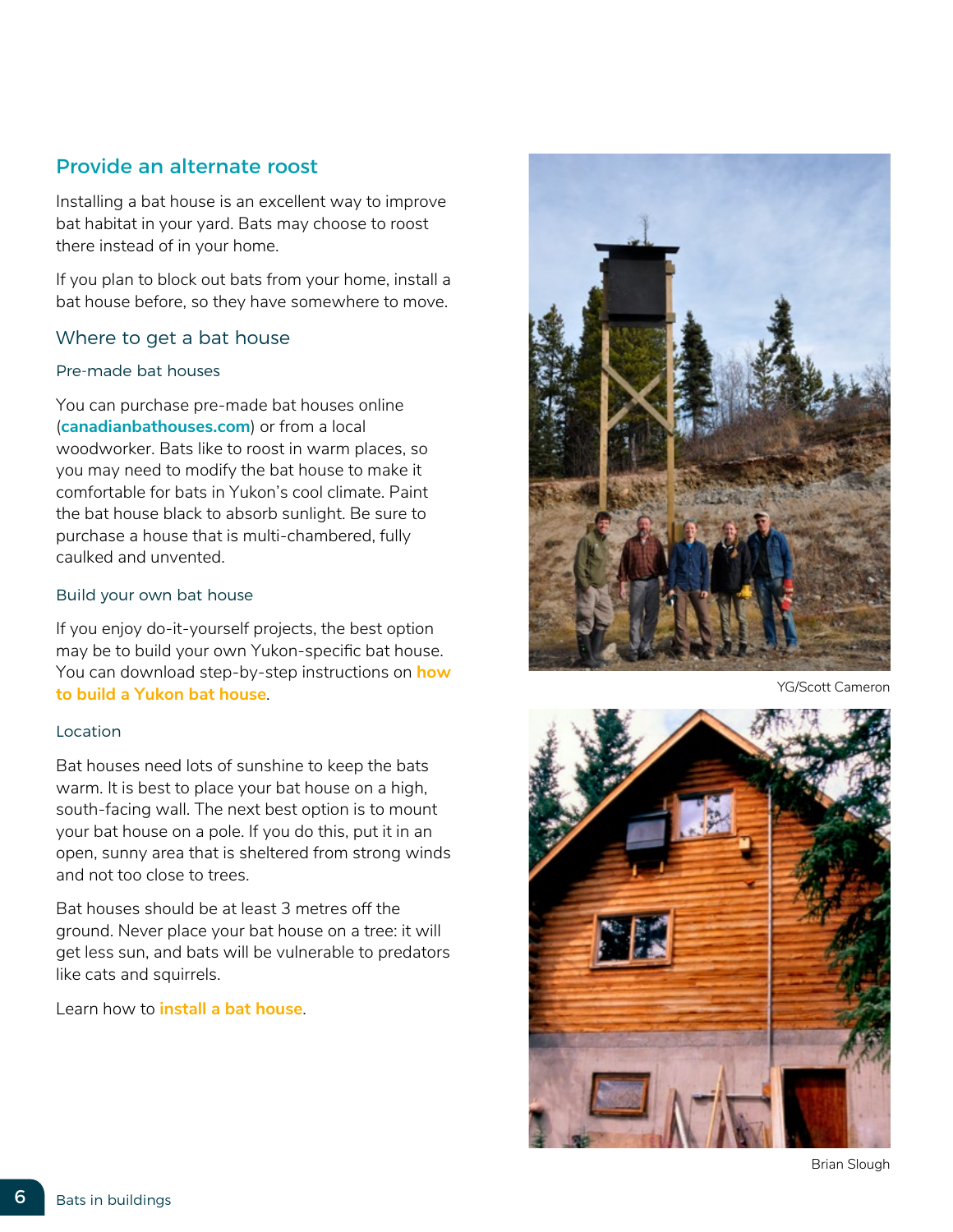## Provide an alternate roost

Installing a bat house is an excellent way to improve bat habitat in your yard. Bats may choose to roost there instead of in your home.

If you plan to block out bats from your home, install a bat house before, so they have somewhere to move.

### Where to get a bat house

#### Pre-made bat houses

You can purchase pre-made bat houses online (**canadianbathouses.com**) or from a local woodworker. Bats like to roost in warm places, so you may need to modify the bat house to make it comfortable for bats in Yukon's cool climate. Paint the bat house black to absorb sunlight. Be sure to purchase a house that is multi-chambered, fully caulked and unvented.

#### Build your own bat house

If you enjoy do-it-yourself projects, the best option may be to build your own Yukon-specific bat house. You can download step-by-step instructions on **how to build a Yukon bat house**.

#### Location

Bat houses need lots of sunshine to keep the bats warm. It is best to place your bat house on a high, south-facing wall. The next best option is to mount your bat house on a pole. If you do this, put it in an open, sunny area that is sheltered from strong winds and not too close to trees.

Bat houses should be at least 3 metres off the ground. Never place your bat house on a tree: it will get less sun, and bats will be vulnerable to predators like cats and squirrels.

Learn how to **install a bat house**.

YG/Scott Cameron

Brian Slough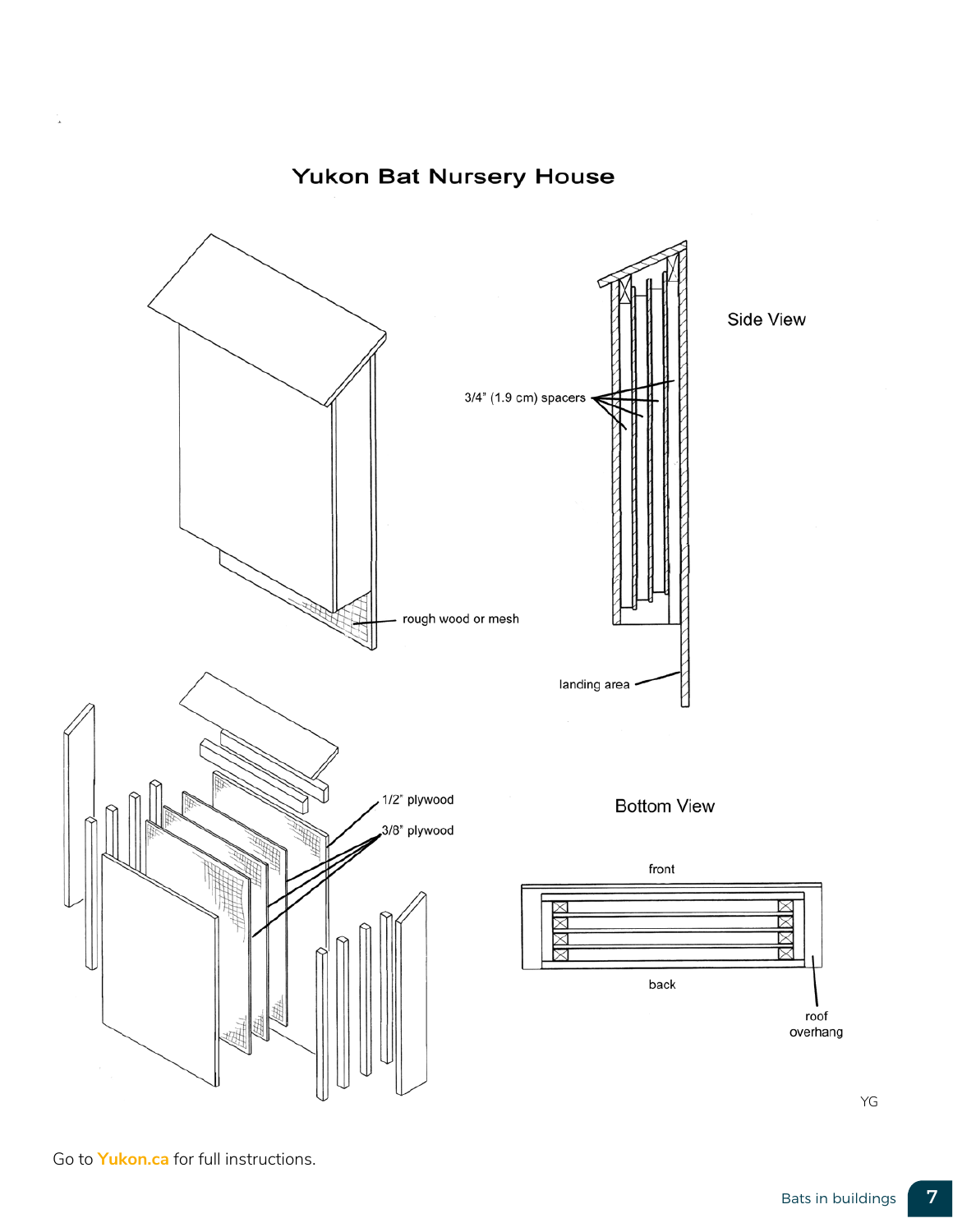# Yukon Bat Nursery House

Side View

3/4" (1.9 cm) spacers

rough wood or mesh

landing area

1/2" plywood

3/8" plywood

Bottom View

front

back

roof overhang

YG

Go to **Yukon.ca** for full instructions.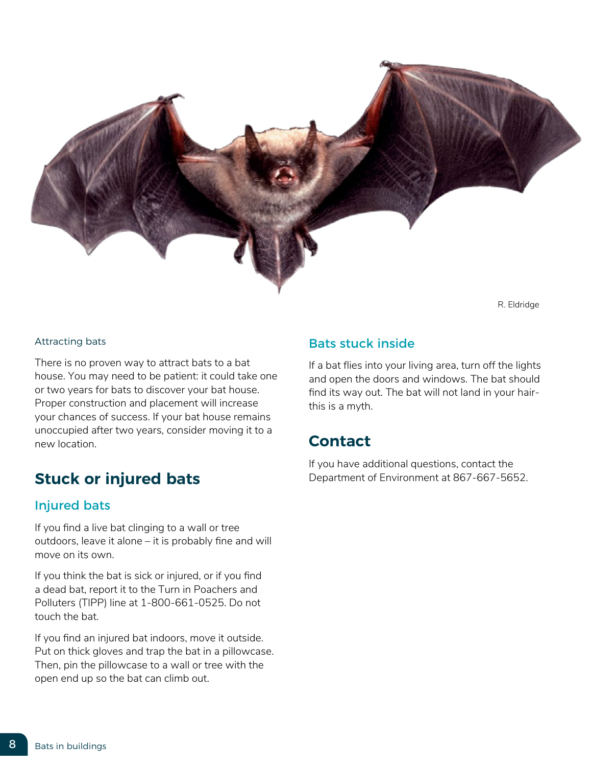R. Eldridge

### Attracting bats

There is no proven way to attract bats to a bat house. You may need to be patient: it could take one or two years for bats to discover your bat house. Proper construction and placement will increase your chances of success. If your bat house remains unoccupied after two years, consider moving it to a new location.

## Stuck or injured bats

### Injured bats

If you find a live bat clinging to a wall or tree outdoors, leave it alone – it is probably fine and will move on its own.

If you think the bat is sick or injured, or if you find a dead bat, report it to the Turn in Poachers and Polluters (TIPP) line at 1-800-661-0525. Do not touch the bat.

If you find an injured bat indoors, move it outside. Put on thick gloves and trap the bat in a pillowcase. Then, pin the pillowcase to a wall or tree with the open end up so the bat can climb out.

### Bats stuck inside

If a bat flies into your living area, turn off the lights and open the doors and windows. The bat should find its way out. The bat will not land in your hair-this is a myth.

## Contact

If you have additional questions, contact the Department of Environment at 867-667-5652.